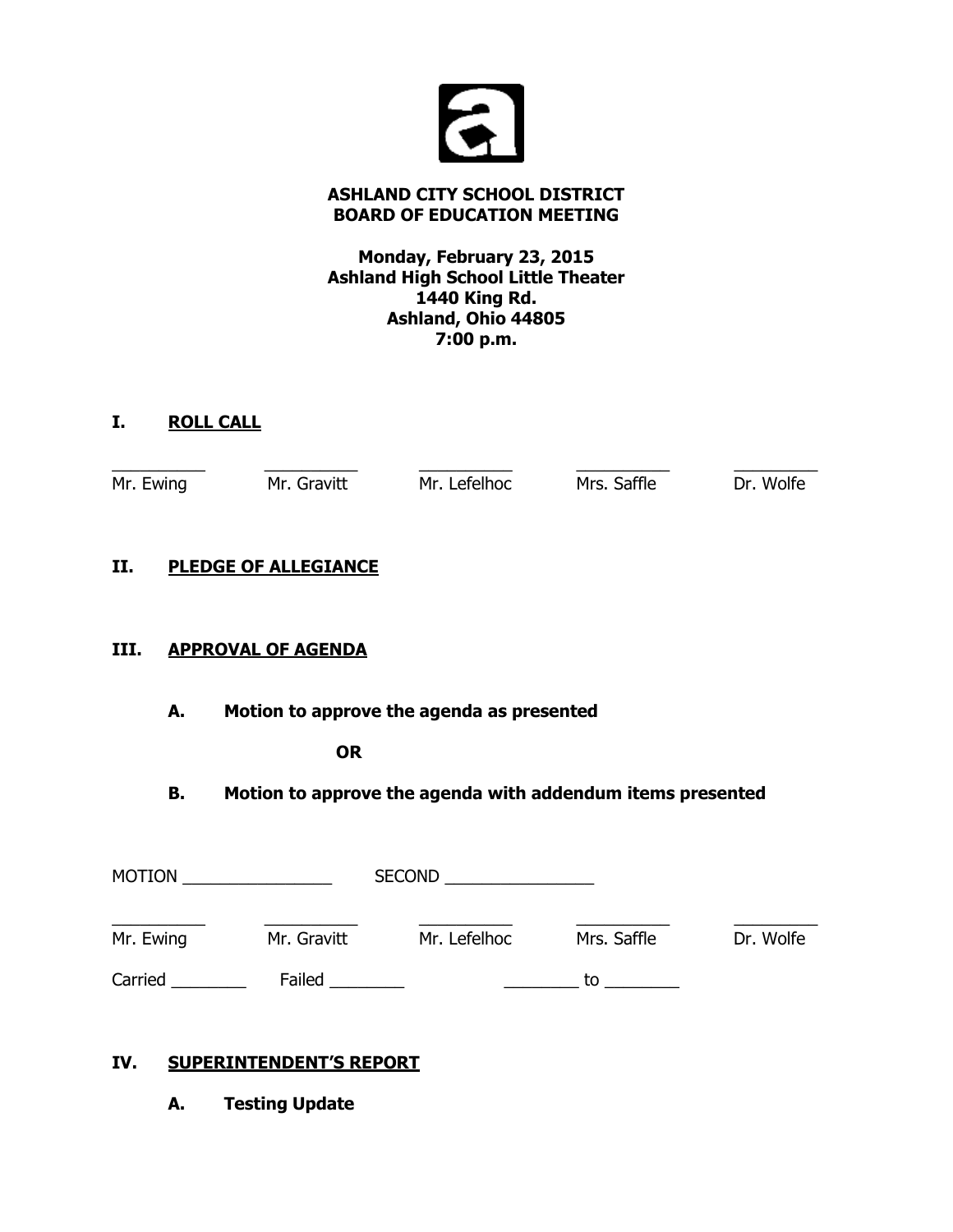**ASHLAND CITY SCHOOL DISTRICT**
**BOARD OF EDUCATION MEETING**

**Monday, February 23, 2015**
**Ashland High School Little Theater**
**1440 King Rd.**
**Ashland, Ohio 44805**
**7:00 p.m.**

## I. ROLL CALL

| ________ | ________ | ________ | ________ | ________ |
|---|---|---|---|---|
| Mr. Ewing | Mr. Gravitt | Mr. Lefelhoc | Mrs. Saffle | Dr. Wolfe |

## II. PLEDGE OF ALLEGIANCE

## III. APPROVAL OF AGENDA

**A. Motion to approve the agenda as presented**

**OR**

**B. Motion to approve the agenda with addendum items presented**

MOTION ________________ SECOND ________________

| ________ | ________ | ________ | ________ | ________ |
|---|---|---|---|---|
| Mr. Ewing | Mr. Gravitt | Mr. Lefelhoc | Mrs. Saffle | Dr. Wolfe |

Carried ________ Failed ________ ________ to ________

## IV. SUPERINTENDENT'S REPORT

**A. Testing Update**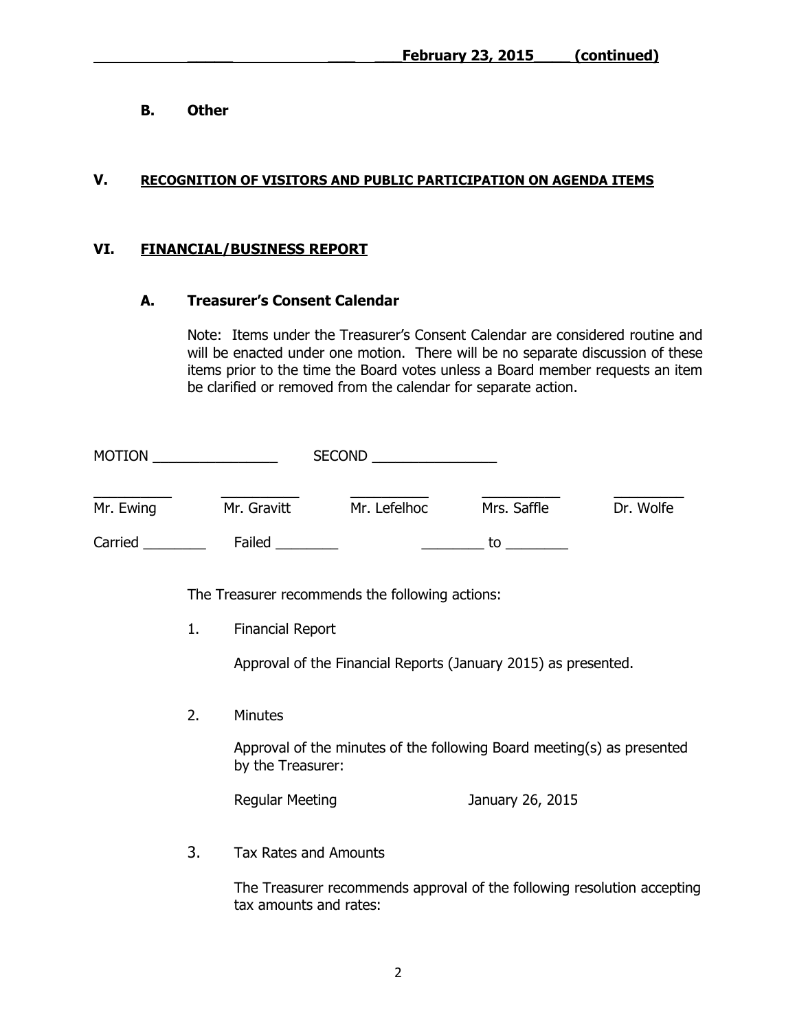**B. Other**

## V. RECOGNITION OF VISITORS AND PUBLIC PARTICIPATION ON AGENDA ITEMS

## VI. FINANCIAL/BUSINESS REPORT

### A. Treasurer's Consent Calendar

Note: Items under the Treasurer's Consent Calendar are considered routine and will be enacted under one motion. There will be no separate discussion of these items prior to the time the Board votes unless a Board member requests an item be clarified or removed from the calendar for separate action.

MOTION ________________ SECOND ________________

| __________ | __________ | __________ | __________ | _________ |
|---|---|---|---|---|
| Mr. Ewing | Mr. Gravitt | Mr. Lefelhoc | Mrs. Saffle | Dr. Wolfe |

Carried ________ Failed ________ ________ to ________

The Treasurer recommends the following actions:

1. Financial Report

   Approval of the Financial Reports (January 2015) as presented.

2. Minutes

   Approval of the minutes of the following Board meeting(s) as presented by the Treasurer:

   Regular Meeting January 26, 2015

3. Tax Rates and Amounts

   The Treasurer recommends approval of the following resolution accepting tax amounts and rates: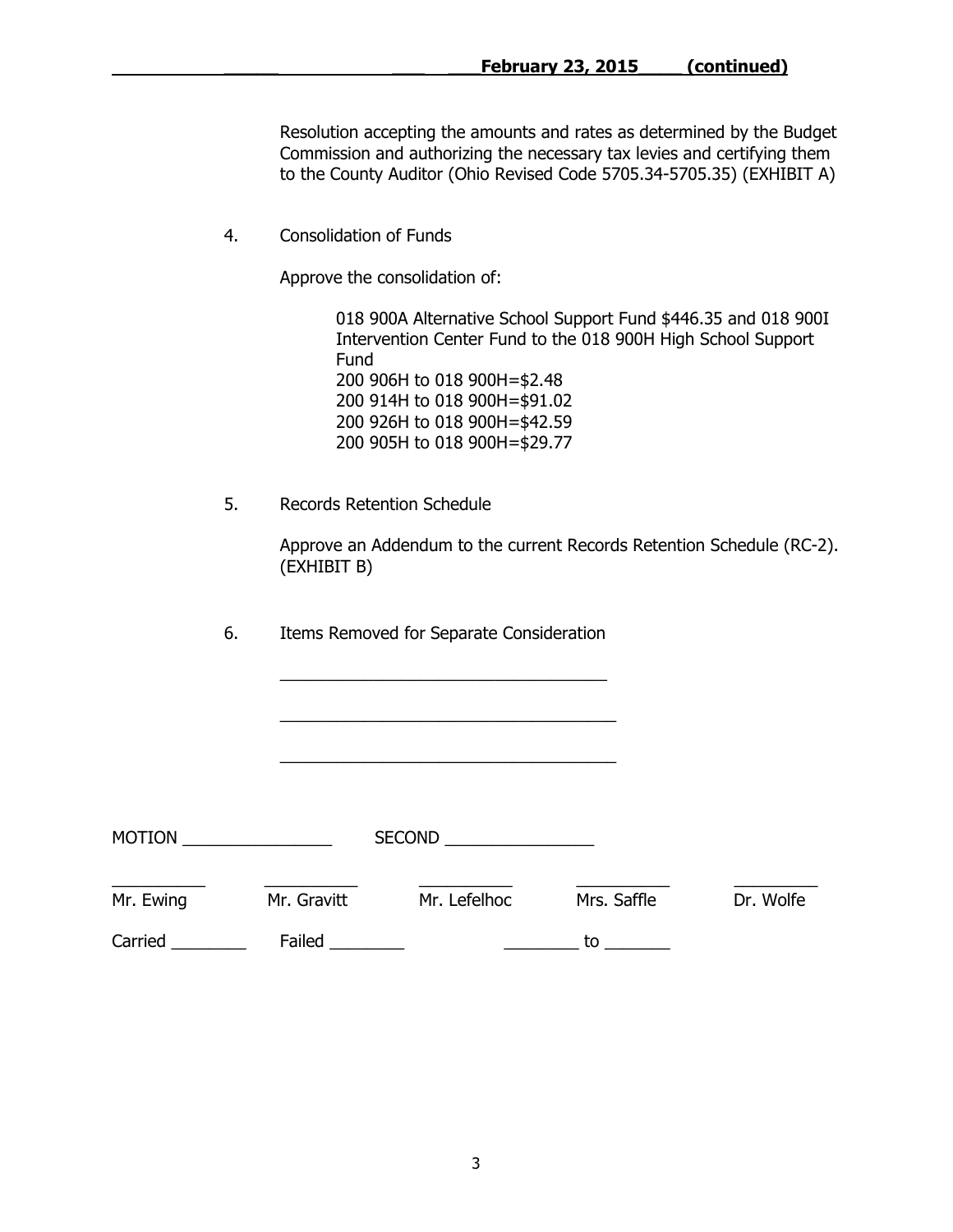Resolution accepting the amounts and rates as determined by the Budget Commission and authorizing the necessary tax levies and certifying them to the County Auditor (Ohio Revised Code 5705.34-5705.35) (EXHIBIT A)

4. Consolidation of Funds

   Approve the consolidation of:

   018 900A Alternative School Support Fund $446.35 and 018 900I Intervention Center Fund to the 018 900H High School Support Fund
   200 906H to 018 900H=$2.48
   200 914H to 018 900H=$91.02
   200 926H to 018 900H=$42.59
   200 905H to 018 900H=$29.77

5. Records Retention Schedule

   Approve an Addendum to the current Records Retention Schedule (RC-2). (EXHIBIT B)

6. Items Removed for Separate Consideration

   ___________________________________

   ___________________________________

   ___________________________________

MOTION ________________ SECOND ________________

| __________ | __________ | __________ | __________ | __________ |
|---|---|---|---|---|
| Mr. Ewing | Mr. Gravitt | Mr. Lefelhoc | Mrs. Saffle | Dr. Wolfe |

Carried ________ Failed ________ ________ to _______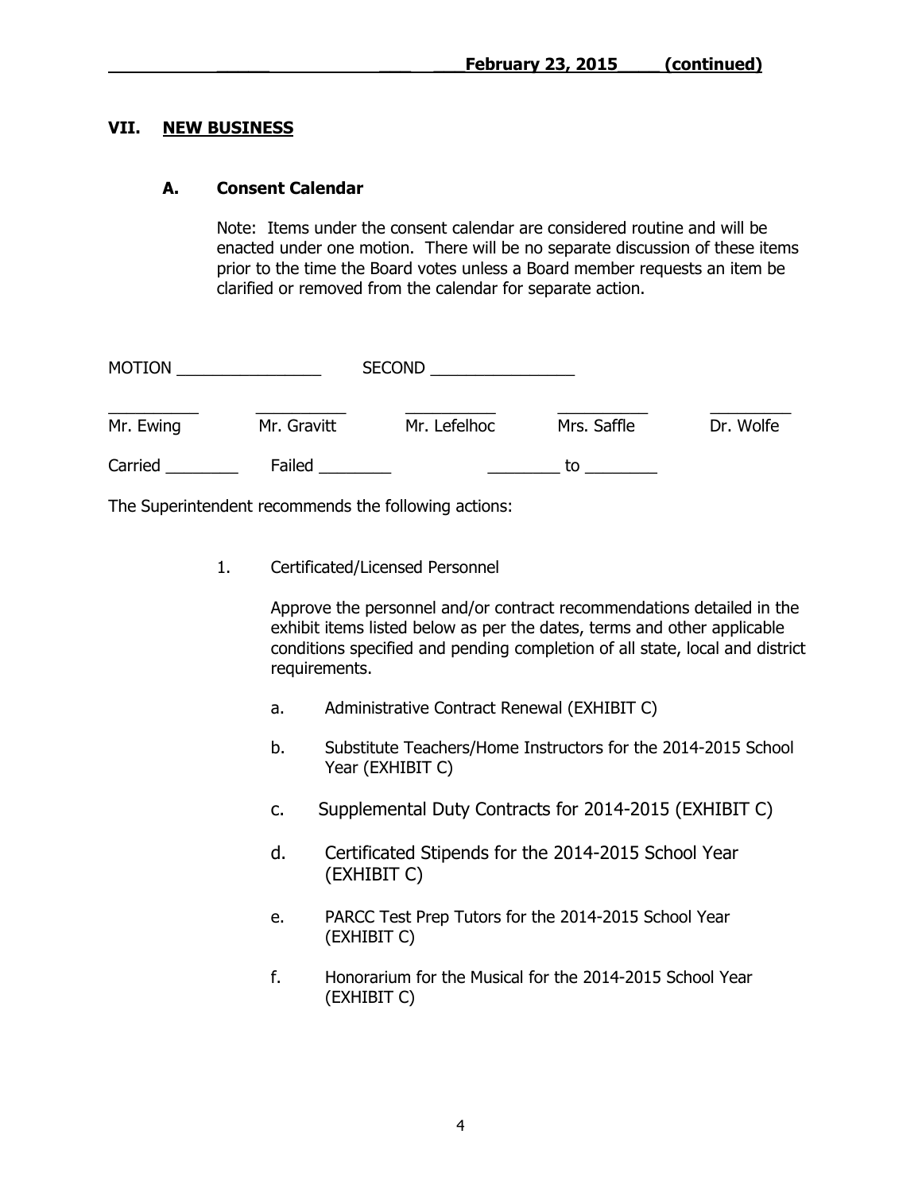**February 23, 2015 (continued)**

## VII. NEW BUSINESS

### A. Consent Calendar

Note: Items under the consent calendar are considered routine and will be enacted under one motion. There will be no separate discussion of these items prior to the time the Board votes unless a Board member requests an item be clarified or removed from the calendar for separate action.

MOTION ________________ SECOND ________________

| __________ | __________ | __________ | __________ | _________ |
|---|---|---|---|---|
| Mr. Ewing | Mr. Gravitt | Mr. Lefelhoc | Mrs. Saffle | Dr. Wolfe |

Carried ________ Failed ________ ________ to ________

The Superintendent recommends the following actions:

1. Certificated/Licensed Personnel

   Approve the personnel and/or contract recommendations detailed in the exhibit items listed below as per the dates, terms and other applicable conditions specified and pending completion of all state, local and district requirements.

   a. Administrative Contract Renewal (EXHIBIT C)

   b. Substitute Teachers/Home Instructors for the 2014-2015 School Year (EXHIBIT C)

   c. Supplemental Duty Contracts for 2014-2015 (EXHIBIT C)

   d. Certificated Stipends for the 2014-2015 School Year (EXHIBIT C)

   e. PARCC Test Prep Tutors for the 2014-2015 School Year (EXHIBIT C)

   f. Honorarium for the Musical for the 2014-2015 School Year (EXHIBIT C)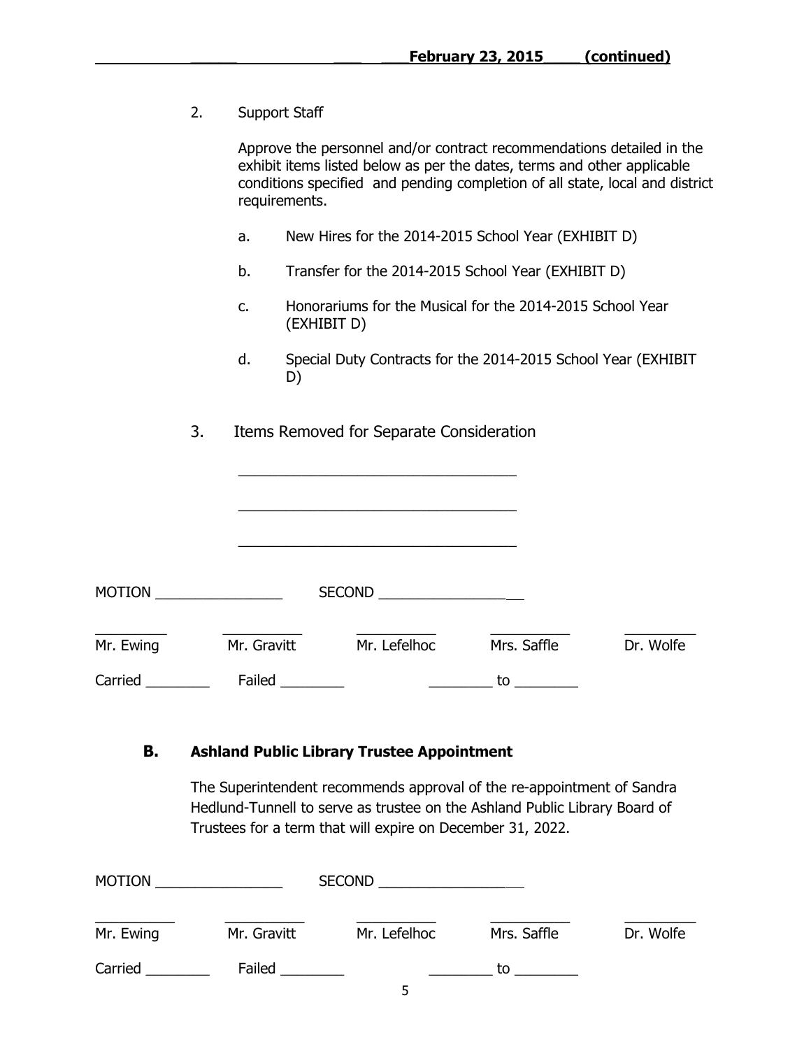2. Support Staff

   Approve the personnel and/or contract recommendations detailed in the exhibit items listed below as per the dates, terms and other applicable conditions specified and pending completion of all state, local and district requirements.

   a. New Hires for the 2014-2015 School Year (EXHIBIT D)

   b. Transfer for the 2014-2015 School Year (EXHIBIT D)

   c. Honorariums for the Musical for the 2014-2015 School Year (EXHIBIT D)

   d. Special Duty Contracts for the 2014-2015 School Year (EXHIBIT D)

3. Items Removed for Separate Consideration

   ___________________________________

   ___________________________________

   ___________________________________

MOTION ________________ SECOND __________________

| _________ | _________ | _________ | _________ | _________ |
|---|---|---|---|---|
| Mr. Ewing | Mr. Gravitt | Mr. Lefelhoc | Mrs. Saffle | Dr. Wolfe |

Carried ________ Failed ________ ________ to ________

**B. Ashland Public Library Trustee Appointment**

The Superintendent recommends approval of the re-appointment of Sandra Hedlund-Tunnell to serve as trustee on the Ashland Public Library Board of Trustees for a term that will expire on December 31, 2022.

MOTION ________________ SECOND __________________

| _________ | _________ | _________ | _________ | _________ |
|---|---|---|---|---|
| Mr. Ewing | Mr. Gravitt | Mr. Lefelhoc | Mrs. Saffle | Dr. Wolfe |

Carried ________ Failed ________ ________ to ________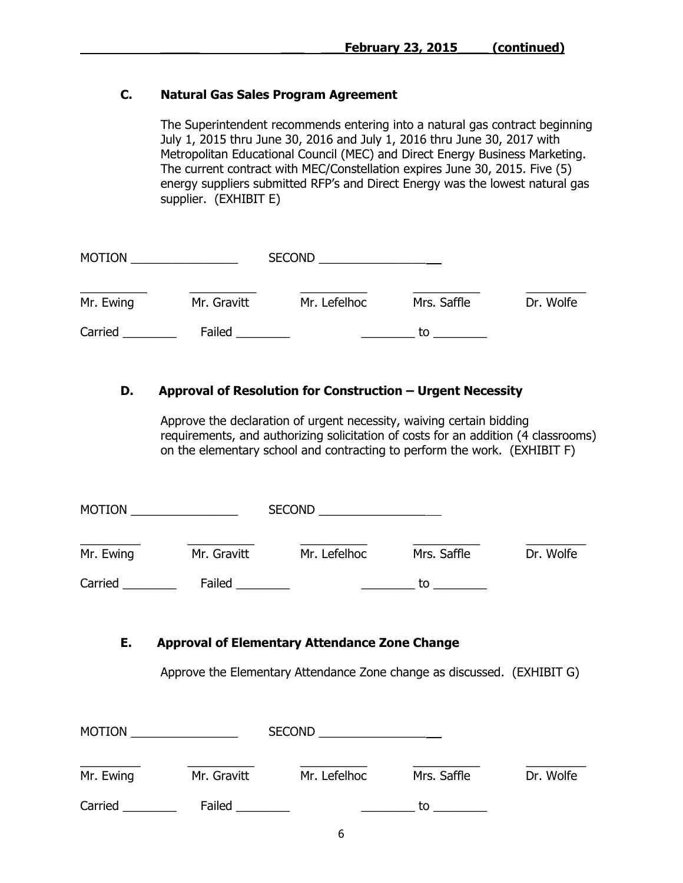February 23, 2015 (continued)

### C. Natural Gas Sales Program Agreement

The Superintendent recommends entering into a natural gas contract beginning July 1, 2015 thru June 30, 2016 and July 1, 2016 thru June 30, 2017 with Metropolitan Educational Council (MEC) and Direct Energy Business Marketing. The current contract with MEC/Constellation expires June 30, 2015. Five (5) energy suppliers submitted RFP's and Direct Energy was the lowest natural gas supplier. (EXHIBIT E)

MOTION ________________ SECOND __________________

| _________ | _________ | _________ | _________ | _________ |
|---|---|---|---|---|
| Mr. Ewing | Mr. Gravitt | Mr. Lefelhoc | Mrs. Saffle | Dr. Wolfe |

Carried ________ Failed ________ ________ to ________

### D. Approval of Resolution for Construction – Urgent Necessity

Approve the declaration of urgent necessity, waiving certain bidding requirements, and authorizing solicitation of costs for an addition (4 classrooms) on the elementary school and contracting to perform the work. (EXHIBIT F)

MOTION ________________ SECOND __________________

| _________ | _________ | _________ | _________ | _________ |
|---|---|---|---|---|
| Mr. Ewing | Mr. Gravitt | Mr. Lefelhoc | Mrs. Saffle | Dr. Wolfe |

Carried ________ Failed ________ ________ to ________

### E. Approval of Elementary Attendance Zone Change

Approve the Elementary Attendance Zone change as discussed. (EXHIBIT G)

MOTION ________________ SECOND __________________

| _________ | _________ | _________ | _________ | _________ |
|---|---|---|---|---|
| Mr. Ewing | Mr. Gravitt | Mr. Lefelhoc | Mrs. Saffle | Dr. Wolfe |

Carried ________ Failed ________ ________ to ________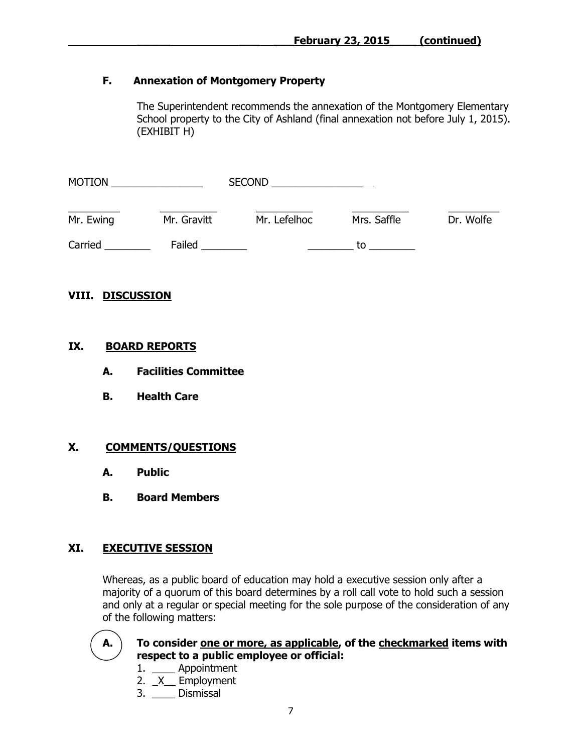**F. Annexation of Montgomery Property**

The Superintendent recommends the annexation of the Montgomery Elementary School property to the City of Ashland (final annexation not before July 1, 2015). (EXHIBIT H)

MOTION ________________ SECOND ____________________

| _________ | __________ | __________ | __________ | _________ |
|---|---|---|---|---|
| Mr. Ewing | Mr. Gravitt | Mr. Lefelhoc | Mrs. Saffle | Dr. Wolfe |

Carried ________ Failed ________ ________ to ________

## VIII. DISCUSSION

## IX. BOARD REPORTS

**A. Facilities Committee**

**B. Health Care**

## X. COMMENTS/QUESTIONS

**A. Public**

**B. Board Members**

## XI. EXECUTIVE SESSION

Whereas, as a public board of education may hold a executive session only after a majority of a quorum of this board determines by a roll call vote to hold such a session and only at a regular or special meeting for the sole purpose of the consideration of any of the following matters:

**A. To consider one or more, as applicable, of the checkmarked items with respect to a public employee or official:**

1. ____ Appointment
2. _X_ Employment
3. ____ Dismissal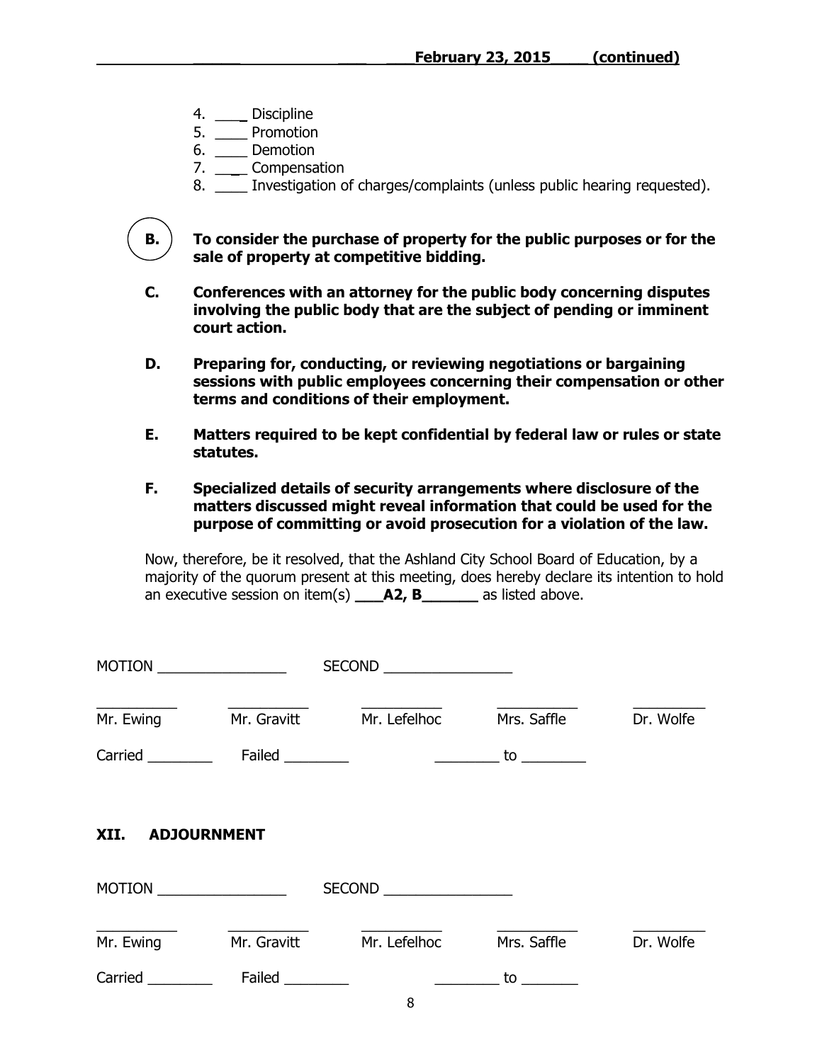February 23, 2015 (continued)

4. ____ Discipline
5. ____ Promotion
6. ____ Demotion
7. ____ Compensation
8. ____ Investigation of charges/complaints (unless public hearing requested).

**B.** **To consider the purchase of property for the public purposes or for the sale of property at competitive bidding.**

**C.** **Conferences with an attorney for the public body concerning disputes involving the public body that are the subject of pending or imminent court action.**

**D.** **Preparing for, conducting, or reviewing negotiations or bargaining sessions with public employees concerning their compensation or other terms and conditions of their employment.**

**E.** **Matters required to be kept confidential by federal law or rules or state statutes.**

**F.** **Specialized details of security arrangements where disclosure of the matters discussed might reveal information that could be used for the purpose of committing or avoid prosecution for a violation of the law.**

Now, therefore, be it resolved, that the Ashland City School Board of Education, by a majority of the quorum present at this meeting, does hereby declare its intention to hold an executive session on item(s) ___**A2, B**_______ as listed above.

MOTION ________________ SECOND ________________

| | | | | |
|---|---|---|---|---|
| ________ | ________ | ________ | ________ | ________ |
| Mr. Ewing | Mr. Gravitt | Mr. Lefelhoc | Mrs. Saffle | Dr. Wolfe |

Carried ________ Failed ________ ________ to ________

## XII. ADJOURNMENT

MOTION ________________ SECOND ________________

| | | | | |
|---|---|---|---|---|
| ________ | ________ | ________ | ________ | ________ |
| Mr. Ewing | Mr. Gravitt | Mr. Lefelhoc | Mrs. Saffle | Dr. Wolfe |

Carried ________ Failed ________ ________ to _______